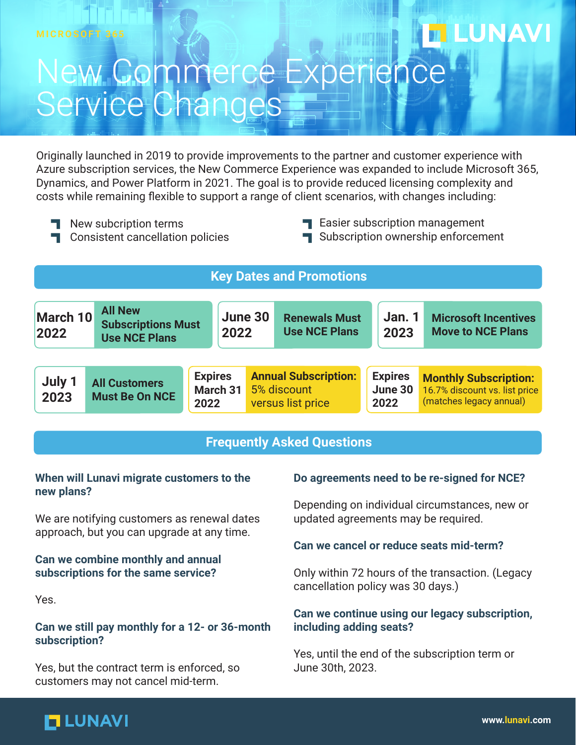MICROSOFT 365

LUNAVI

# New Commerce Experience Service Changes

Originally launched in 2019 to provide improvements to the partner and customer experience with Azure subscription services, the New Commerce Experience was expanded to include Microsoft 365, Dynamics, and Power Platform in 2021. The goal is to provide reduced licensing complexity and costs while remaining flexible to support a range of client scenarios, with changes including:

- New subcription terms
- Consistent cancellation policies
- Easier subscription management
- Subscription ownership enforcement

## Key Dates and Promotions

| Date | Event |
| --- | --- |
| March 10 2022 | All New Subscriptions Must Use NCE Plans |
| June 30 2022 | Renewals Must Use NCE Plans |
| Jan. 1 2023 | Microsoft Incentives Move to NCE Plans |
| July 1 2023 | All Customers Must Be On NCE |
| Expires March 31 2022 | **Annual Subscription:** 5% discount versus list price |
| Expires June 30 2022 | **Monthly Subscription:** 16.7% discount vs. list price (matches legacy annual) |

## Frequently Asked Questions

**When will Lunavi migrate customers to the new plans?**

We are notifying customers as renewal dates approach, but you can upgrade at any time.

**Can we combine monthly and annual subscriptions for the same service?**

Yes.

**Can we still pay monthly for a 12- or 36-month subscription?**

Yes, but the contract term is enforced, so customers may not cancel mid-term.

**Do agreements need to be re-signed for NCE?**

Depending on individual circumstances, new or updated agreements may be required.

**Can we cancel or reduce seats mid-term?**

Only within 72 hours of the transaction. (Legacy cancellation policy was 30 days.)

**Can we continue using our legacy subscription, including adding seats?**

Yes, until the end of the subscription term or June 30th, 2023.

LUNAVI

www.lunavi.com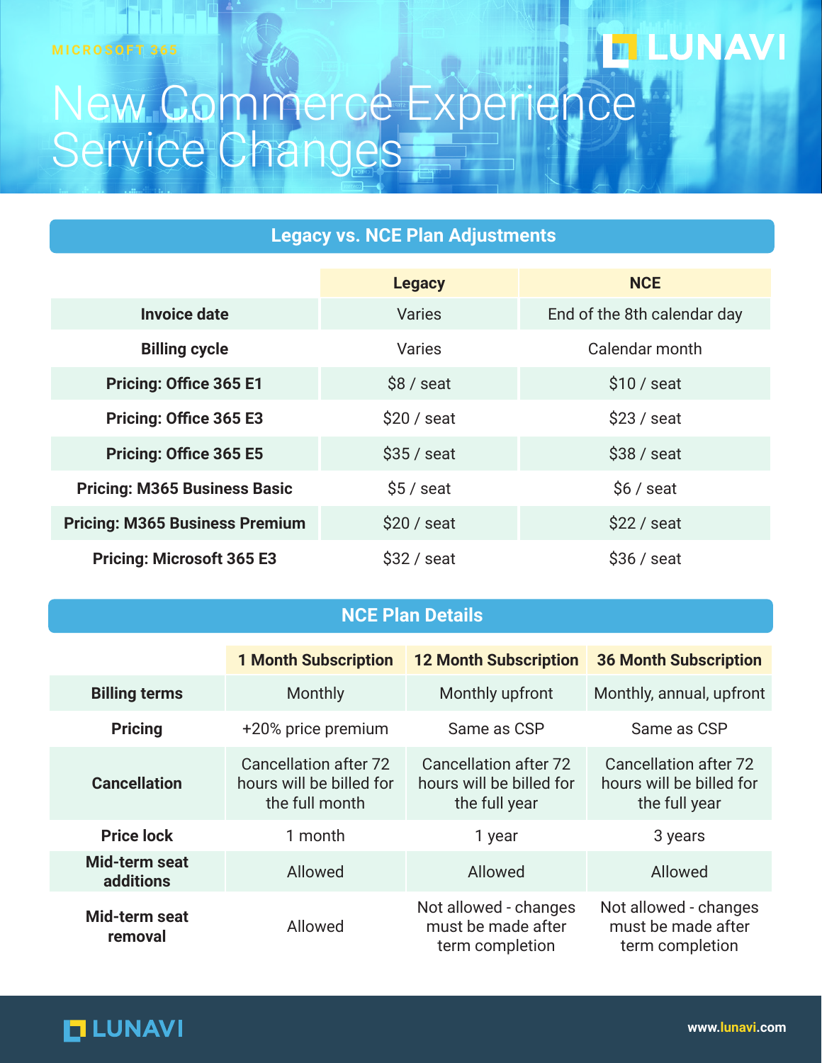MICROSOFT 365

# New Commerce Experience Service Changes

## Legacy vs. NCE Plan Adjustments

| | Legacy | NCE |
|---|---|---|
| **Invoice date** | Varies | End of the 8th calendar day |
| **Billing cycle** | Varies | Calendar month |
| **Pricing: Office 365 E1** | $8 / seat | $10 / seat |
| **Pricing: Office 365 E3** | $20 / seat | $23 / seat |
| **Pricing: Office 365 E5** | $35 / seat | $38 / seat |
| **Pricing: M365 Business Basic** | $5 / seat | $6 / seat |
| **Pricing: M365 Business Premium** | $20 / seat | $22 / seat |
| **Pricing: Microsoft 365 E3** | $32 / seat | $36 / seat |

## NCE Plan Details

| | 1 Month Subscription | 12 Month Subscription | 36 Month Subscription |
|---|---|---|---|
| **Billing terms** | Monthly | Monthly upfront | Monthly, annual, upfront |
| **Pricing** | +20% price premium | Same as CSP | Same as CSP |
| **Cancellation** | Cancellation after 72 hours will be billed for the full month | Cancellation after 72 hours will be billed for the full year | Cancellation after 72 hours will be billed for the full year |
| **Price lock** | 1 month | 1 year | 3 years |
| **Mid-term seat additions** | Allowed | Allowed | Allowed |
| **Mid-term seat removal** | Allowed | Not allowed - changes must be made after term completion | Not allowed - changes must be made after term completion |

LUNAVI

www.lunavi.com